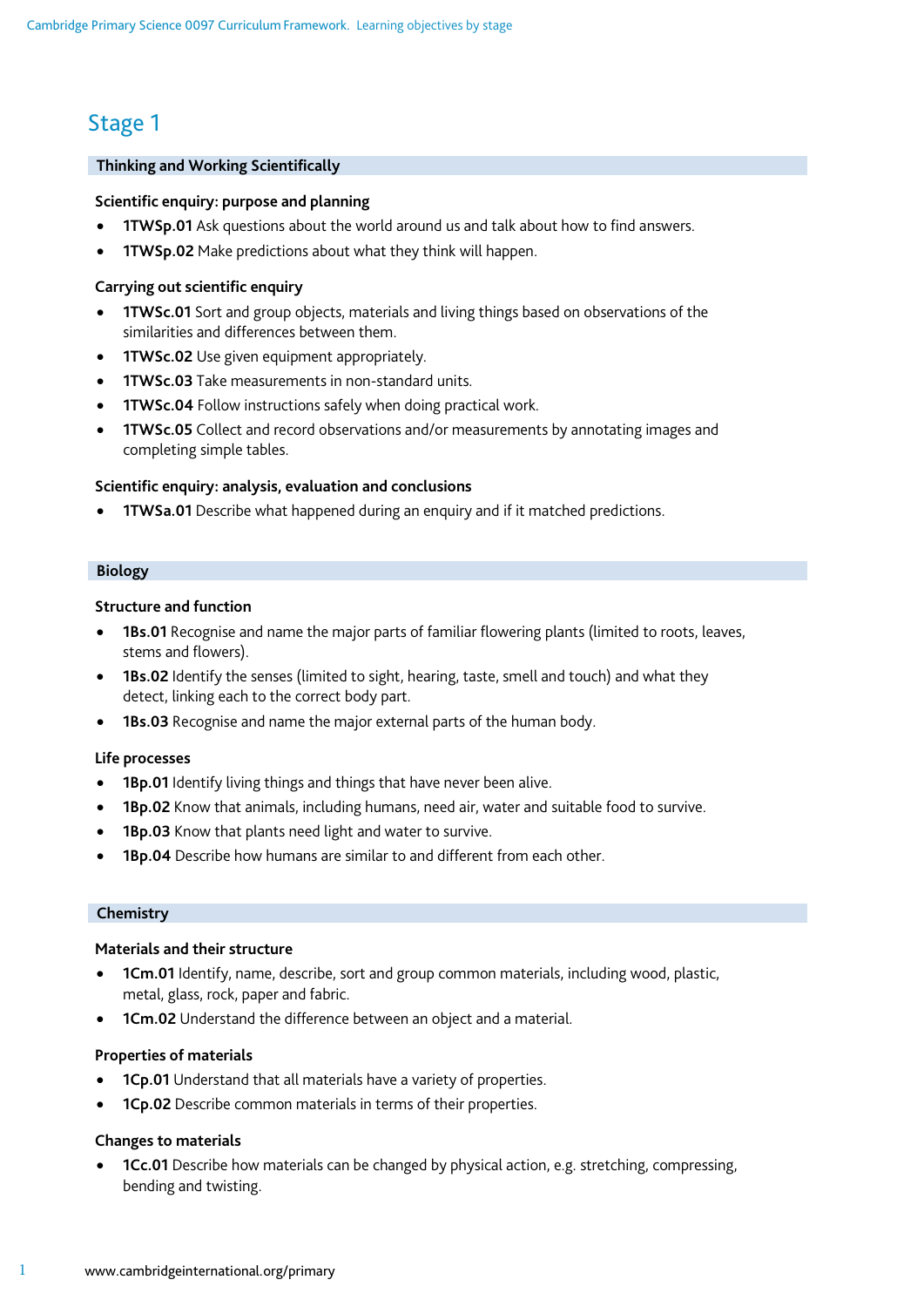## Stage 1

### Thinking and Working Scientifically

**Scientific enquiry: purpose and planning**

- **1TWSp.01** Ask questions about the world around us and talk about how to find answers.
- **1TWSp.02** Make predictions about what they think will happen.

**Carrying out scientific enquiry**

- **1TWSc.01** Sort and group objects, materials and living things based on observations of the similarities and differences between them.
- **1TWSc.02** Use given equipment appropriately.
- **1TWSc.03** Take measurements in non-standard units.
- **1TWSc.04** Follow instructions safely when doing practical work.
- **1TWSc.05** Collect and record observations and/or measurements by annotating images and completing simple tables.

**Scientific enquiry: analysis, evaluation and conclusions**

- **1TWSa.01** Describe what happened during an enquiry and if it matched predictions.

### Biology

**Structure and function**

- **1Bs.01** Recognise and name the major parts of familiar flowering plants (limited to roots, leaves, stems and flowers).
- **1Bs.02** Identify the senses (limited to sight, hearing, taste, smell and touch) and what they detect, linking each to the correct body part.
- **1Bs.03** Recognise and name the major external parts of the human body.

**Life processes**

- **1Bp.01** Identify living things and things that have never been alive.
- **1Bp.02** Know that animals, including humans, need air, water and suitable food to survive.
- **1Bp.03** Know that plants need light and water to survive.
- **1Bp.04** Describe how humans are similar to and different from each other.

### Chemistry

**Materials and their structure**

- **1Cm.01** Identify, name, describe, sort and group common materials, including wood, plastic, metal, glass, rock, paper and fabric.
- **1Cm.02** Understand the difference between an object and a material.

**Properties of materials**

- **1Cp.01** Understand that all materials have a variety of properties.
- **1Cp.02** Describe common materials in terms of their properties.

**Changes to materials**

- **1Cc.01** Describe how materials can be changed by physical action, e.g. stretching, compressing, bending and twisting.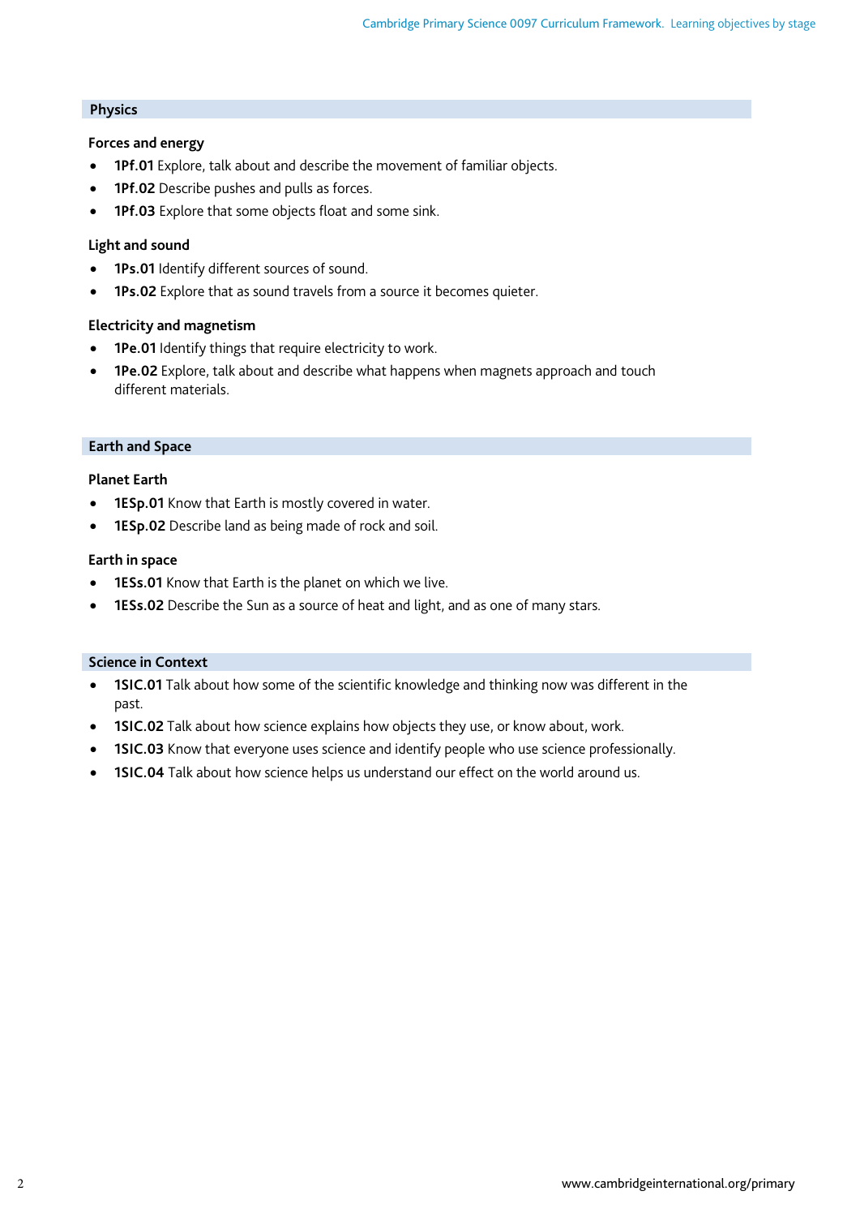## Physics

### Forces and energy

- **1Pf.01** Explore, talk about and describe the movement of familiar objects.
- **1Pf.02** Describe pushes and pulls as forces.
- **1Pf.03** Explore that some objects float and some sink.

### Light and sound

- **1Ps.01** Identify different sources of sound.
- **1Ps.02** Explore that as sound travels from a source it becomes quieter.

### Electricity and magnetism

- **1Pe.01** Identify things that require electricity to work.
- **1Pe.02** Explore, talk about and describe what happens when magnets approach and touch different materials.

## Earth and Space

### Planet Earth

- **1ESp.01** Know that Earth is mostly covered in water.
- **1ESp.02** Describe land as being made of rock and soil.

### Earth in space

- **1ESs.01** Know that Earth is the planet on which we live.
- **1ESs.02** Describe the Sun as a source of heat and light, and as one of many stars.

## Science in Context

- **1SIC.01** Talk about how some of the scientific knowledge and thinking now was different in the past.
- **1SIC.02** Talk about how science explains how objects they use, or know about, work.
- **1SIC.03** Know that everyone uses science and identify people who use science professionally.
- **1SIC.04** Talk about how science helps us understand our effect on the world around us.